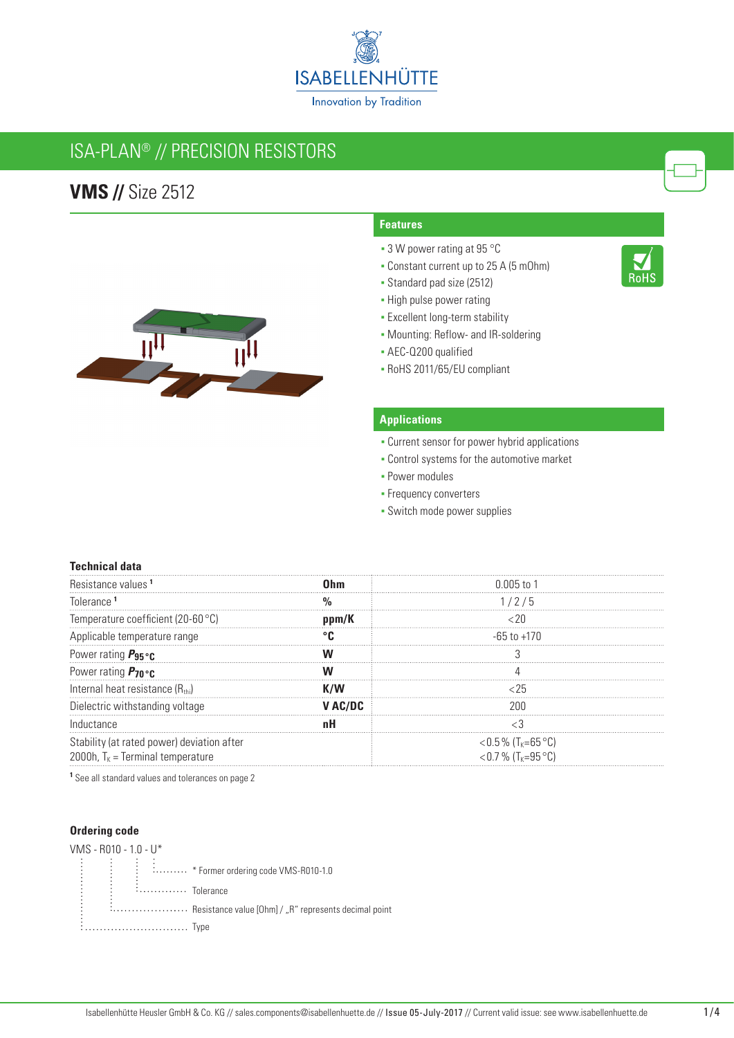ISABELLENHÜTTE

Innovation by Tradition

# ISA-PLAN® // PRECISION RESISTORS

## VMS // Size 2512

### Features

- 3 W power rating at 95 °C
- Constant current up to 25 A (5 mOhm)
- Standard pad size (2512)
- High pulse power rating
- Excellent long-term stability
- Mounting: Reflow- and IR-soldering
- AEC-Q200 qualified
- RoHS 2011/65/EU compliant

RoHS

### Applications

- Current sensor for power hybrid applications
- Control systems for the automotive market
- Power modules
- Frequency converters
- Switch mode power supplies

### Technical data

| | | |
|---|---|---|
| Resistance values [1] | **Ohm** | 0.005 to 1 |
| Tolerance [1] | **%** | 1 / 2 / 5 |
| Temperature coefficient (20-60 °C) | **ppm/K** | <20 |
| Applicable temperature range | **°C** | -65 to +170 |
| Power rating $P_{95\,°C}$ | **W** | 3 |
| Power rating $P_{70\,°C}$ | **W** | 4 |
| Internal heat resistance ($R_{thi}$) | **K/W** | <25 |
| Dielectric withstanding voltage | **V AC/DC** | 200 |
| Inductance | **nH** | <3 |
| Stability (at rated power) deviation after 2000h, $T_K$ = Terminal temperature | | <0.5 % ($T_K$=65 °C)<br><0.7 % ($T_K$=95 °C) |

[1] See all standard values and tolerances on page 2

### Ordering code

VMS - R010 - 1.0 - U*

- U: * Former ordering code VMS-R010-1.0
- 1.0: Tolerance
- R010: Resistance value [Ohm] / „R" represents decimal point
- VMS: Type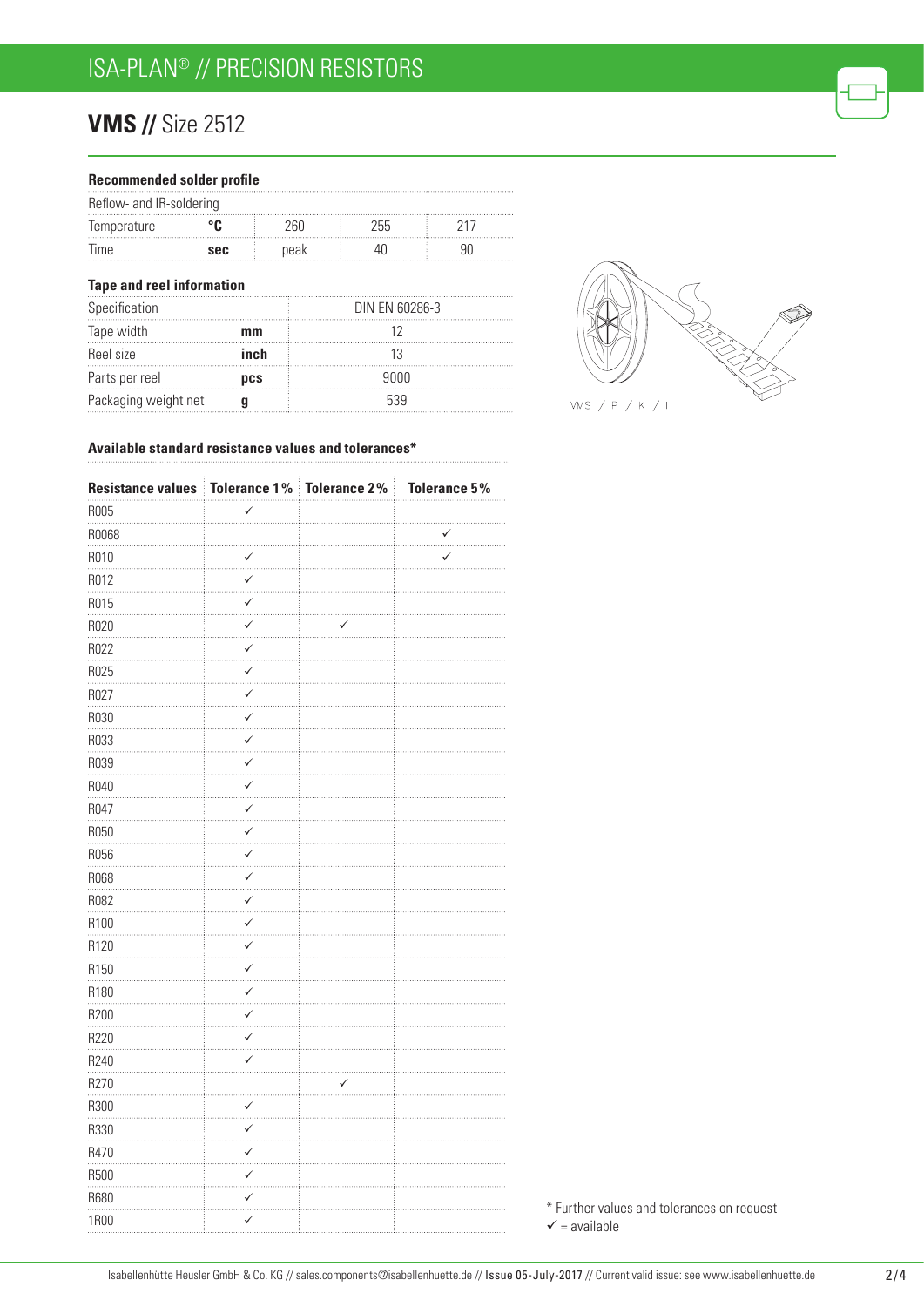# ISA-PLAN® // PRECISION RESISTORS

## VMS // Size 2512

### Recommended solder profile

| Reflow- and IR-soldering | | | | |
|---|---|---|---|---|
| Temperature | °C | 260 | 255 | 217 |
| Time | sec | peak | 40 | 90 |

### Tape and reel information

| Specification | | DIN EN 60286-3 |
|---|---|---|
| Tape width | mm | 12 |
| Reel size | inch | 13 |
| Parts per reel | pcs | 9000 |
| Packaging weight net | g | 539 |

VMS / P / K / I

### Available standard resistance values and tolerances*

| Resistance values | Tolerance 1% | Tolerance 2% | Tolerance 5% |
|---|---|---|---|
| R005 | ✓ | | |
| R0068 | | | ✓ |
| R010 | ✓ | | ✓ |
| R012 | ✓ | | |
| R015 | ✓ | | |
| R020 | ✓ | ✓ | |
| R022 | ✓ | | |
| R025 | ✓ | | |
| R027 | ✓ | | |
| R030 | ✓ | | |
| R033 | ✓ | | |
| R039 | ✓ | | |
| R040 | ✓ | | |
| R047 | ✓ | | |
| R050 | ✓ | | |
| R056 | ✓ | | |
| R068 | ✓ | | |
| R082 | ✓ | | |
| R100 | ✓ | | |
| R120 | ✓ | | |
| R150 | ✓ | | |
| R180 | ✓ | | |
| R200 | ✓ | | |
| R220 | ✓ | | |
| R240 | ✓ | | |
| R270 | | ✓ | |
| R300 | ✓ | | |
| R330 | ✓ | | |
| R470 | ✓ | | |
| R500 | ✓ | | |
| R680 | ✓ | | |
| 1R00 | ✓ | | |

\* Further values and tolerances on request
✓ = available

Isabellenhütte Heusler GmbH & Co. KG // sales.components@isabellenhuette.de // Issue 05-July-2017 // Current valid issue: see www.isabellenhuette.de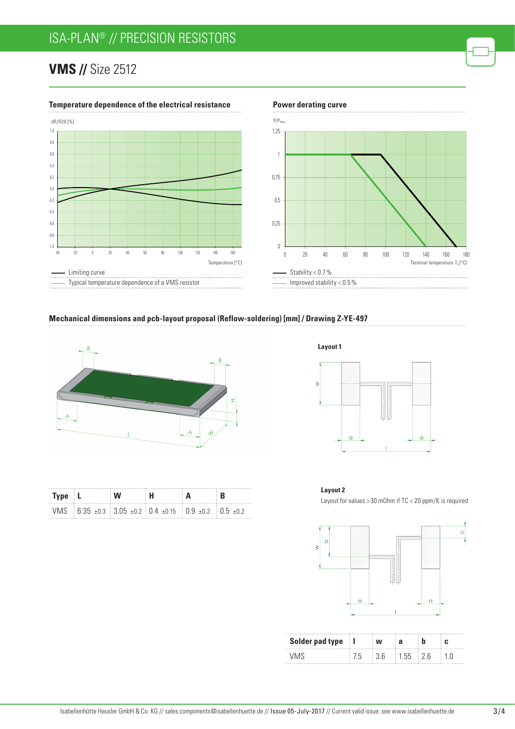# ISA-PLAN® // PRECISION RESISTORS

## VMS // Size 2512

### Temperature dependence of the electrical resistance

dR/R20 [%]

1,0
0,8
0,6
0,4
0,2
0,0
-0,2
-0,4
-0,6
-0,8
-1,0

-40 -20 0 20 40 60 80 100 120 140 160

Temperature [°C]

Limiting curve

Typical temperature dependence of a VMS resistor

### Power derating curve

$P/P_{Nom}$

1,25
1
0,75
0,5
0,25
0

0 20 40 60 80 100 120 140 160 180

Terminal temperature $T_K$ [°C]

Stability < 0.7 %

Improved stability < 0.5 %

### Mechanical dimensions and pcb-layout proposal (Reflow-soldering) [mm] / Drawing Z-YE-497

B B H A A L W

| Type | L | W | H | A | B |
|---|---|---|---|---|---|
| VMS | 6.35 ±0.3 | 3.05 ±0.2 | 0.4 ±0.15 | 0.9 ±0.2 | 0.5 ±0.2 |

**Layout 1**

w a a l

**Layout 2**

Layout for values >30 mOhm if TC < 20 ppm/K is required

w b c a a l

| Solder pad type | l | w | a | b | c |
|---|---|---|---|---|---|
| VMS | 7.5 | 3.6 | 1.55 | 2.6 | 1.0 |

Isabellenhütte Heusler GmbH & Co. KG // sales.components@isabellenhuette.de // Issue 05-July-2017 // Current valid issue: see www.isabellenhuette.de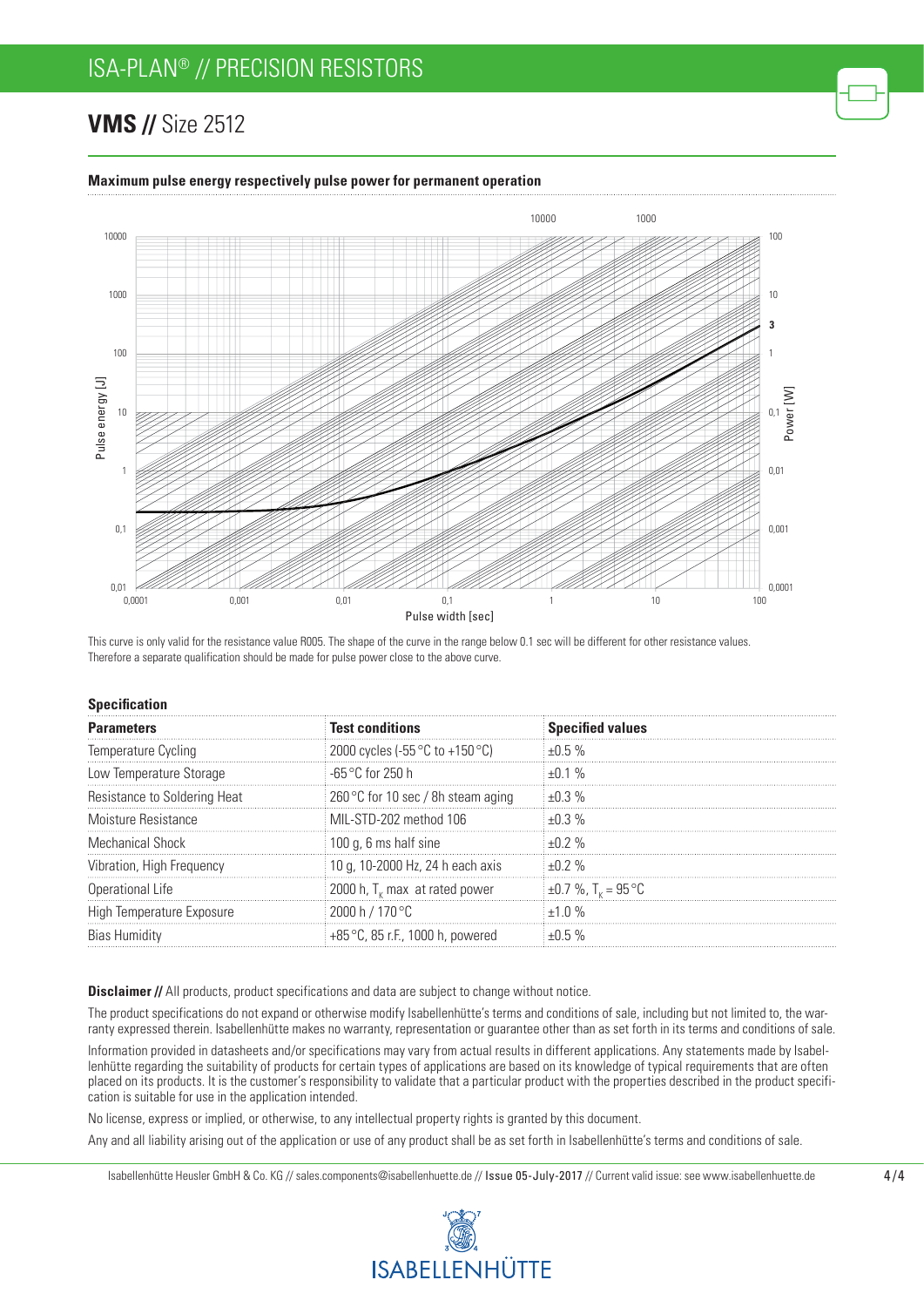# ISA-PLAN® // PRECISION RESISTORS

## VMS // Size 2512

### Maximum pulse energy respectively pulse power for permanent operation

10000
1000

10000
1000
100
10
1
0,1
0,01

100
10
3
1
0,1
0,01
0,001
0,0001

Pulse energy [J]

Power [W]

0,0001
0,001
0,01
0,1
1
10
100

Pulse width [sec]

This curve is only valid for the resistance value R005. The shape of the curve in the range below 0.1 sec will be different for other resistance values. Therefore a separate qualification should be made for pulse power close to the above curve.

### Specification

| Parameters | Test conditions | Specified values |
|---|---|---|
| Temperature Cycling | 2000 cycles (-55 °C to +150 °C) | ±0.5 % |
| Low Temperature Storage | -65 °C for 250 h | ±0.1 % |
| Resistance to Soldering Heat | 260 °C for 10 sec / 8h steam aging | ±0.3 % |
| Moisture Resistance | MIL-STD-202 method 106 | ±0.3 % |
| Mechanical Shock | 100 g, 6 ms half sine | ±0.2 % |
| Vibration, High Frequency | 10 g, 10-2000 Hz, 24 h each axis | ±0.2 % |
| Operational Life | 2000 h, $T_K$ max at rated power | ±0.7 %, $T_K$ = 95 °C |
| High Temperature Exposure | 2000 h / 170 °C | ±1.0 % |
| Bias Humidity | +85 °C, 85 r.F., 1000 h, powered | ±0.5 % |

**Disclaimer //** All products, product specifications and data are subject to change without notice.

The product specifications do not expand or otherwise modify Isabellenhütte's terms and conditions of sale, including but not limited to, the warranty expressed therein. Isabellenhütte makes no warranty, representation or guarantee other than as set forth in its terms and conditions of sale.

Information provided in datasheets and/or specifications may vary from actual results in different applications. Any statements made by Isabellenhütte regarding the suitability of products for certain types of applications are based on its knowledge of typical requirements that are often placed on its products. It is the customer's responsibility to validate that a particular product with the properties described in the product specification is suitable for use in the application intended.

No license, express or implied, or otherwise, to any intellectual property rights is granted by this document.

Any and all liability arising out of the application or use of any product shall be as set forth in Isabellenhütte's terms and conditions of sale.

Isabellenhütte Heusler GmbH & Co. KG // sales.components@isabellenhuette.de // Issue 05-July-2017 // Current valid issue: see www.isabellenhuette.de

ISABELLENHÜTTE